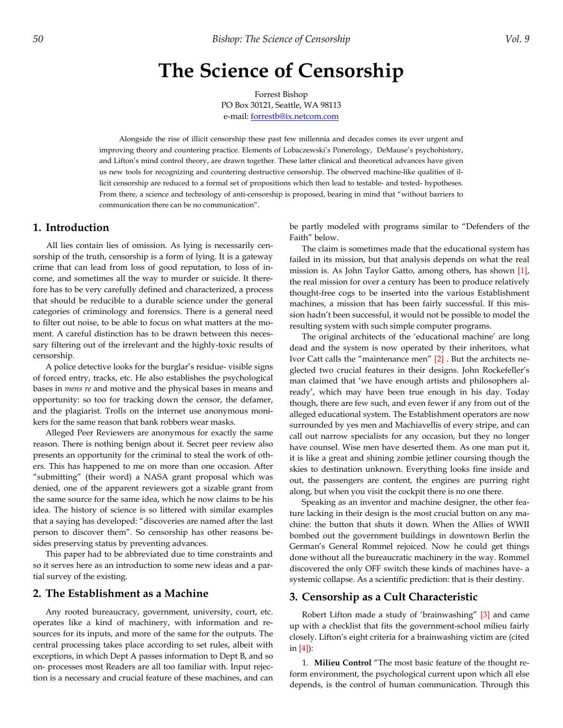# The Science of Censorship

Forrest Bishop
PO Box 30121, Seattle, WA 98113
e-mail: forrestb@ix.netcom.com

Alongside the rise of illicit censorship these past few millennia and decades comes its ever urgent and improving theory and countering practice. Elements of Lobaczewski's Ponerology, DeMause's psychohistory, and Lifton's mind control theory, are drawn together. These latter clinical and theoretical advances have given us new tools for recognizing and countering destructive censorship. The observed machine-like qualities of illicit censorship are reduced to a formal set of propositions which then lead to testable- and tested- hypotheses. From there, a science and technology of anti-censorship is proposed, bearing in mind that "without barriers to communication there can be no communication".

## 1. Introduction

All lies contain lies of omission. As lying is necessarily censorship of the truth, censorship is a form of lying. It is a gateway crime that can lead from loss of good reputation, to loss of income, and sometimes all the way to murder or suicide. It therefore has to be very carefully defined and characterized, a process that should be reducible to a durable science under the general categories of criminology and forensics. There is a general need to filter out noise, to be able to focus on what matters at the moment. A careful distinction has to be drawn between this necessary filtering out of the irrelevant and the highly-toxic results of censorship.

A police detective looks for the burglar's residue- visible signs of forced entry, tracks, etc. He also establishes the psychological bases in *mens re* and motive and the physical bases in means and opportunity: so too for tracking down the censor, the defamer, and the plagiarist. Trolls on the internet use anonymous monikers for the same reason that bank robbers wear masks.

Alleged Peer Reviewers are anonymous for exactly the same reason. There is nothing benign about it. Secret peer review also presents an opportunity for the criminal to steal the work of others. This has happened to me on more than one occasion. After "submitting" (their word) a NASA grant proposal which was denied, one of the apparent reviewers got a sizable grant from the same source for the same idea, which he now claims to be his idea. The history of science is so littered with similar examples that a saying has developed: "discoveries are named after the last person to discover them". So censorship has other reasons besides preserving status by preventing advances.

This paper had to be abbreviated due to time constraints and so it serves here as an introduction to some new ideas and a partial survey of the existing.

## 2. The Establishment as a Machine

Any rooted bureaucracy, government, university, court, etc. operates like a kind of machinery, with information and resources for its inputs, and more of the same for the outputs. The central processing takes place according to set rules, albeit with exceptions, in which Dept A passes information to Dept B, and so on- processes most Readers are all too familiar with. Input rejection is a necessary and crucial feature of these machines, and can be partly modeled with programs similar to "Defenders of the Faith" below.

The claim is sometimes made that the educational system has failed in its mission, but that analysis depends on what the real mission is. As John Taylor Gatto, among others, has shown [1], the real mission for over a century has been to produce relatively thought-free cogs to be inserted into the various Establishment machines, a mission that has been fairly successful. If this mission hadn't been successful, it would not be possible to model the resulting system with such simple computer programs.

The original architects of the 'educational machine' are long dead and the system is now operated by their inheritors, what Ivor Catt calls the "maintenance men" [2] . But the architects neglected two crucial features in their designs. John Rockefeller's man claimed that 'we have enough artists and philosophers already', which may have been true enough in his day. Today though, there are few such, and even fewer if any from out of the alleged educational system. The Establishment operators are now surrounded by yes men and Machiavellis of every stripe, and can call out narrow specialists for any occasion, but they no longer have counsel. Wise men have deserted them. As one man put it, it is like a great and shining zombie jetliner coursing though the skies to destination unknown. Everything looks fine inside and out, the passengers are content, the engines are purring right along, but when you visit the cockpit there is no one there.

Speaking as an inventor and machine designer, the other feature lacking in their design is the most crucial button on any machine: the button that shuts it down. When the Allies of WWII bombed out the government buildings in downtown Berlin the German's General Rommel rejoiced. Now he could get things done without all the bureaucratic machinery in the way. Rommel discovered the only OFF switch these kinds of machines have- a systemic collapse. As a scientific prediction: that is their destiny.

## 3. Censorship as a Cult Characteristic

Robert Lifton made a study of 'brainwashing' [3] and came up with a checklist that fits the government-school milieu fairly closely. Lifton's eight criteria for a brainwashing victim are (cited in [4]):

1. **Milieu Control** "The most basic feature of the thought reform environment, the psychological current upon which all else depends, is the control of human communication. Through this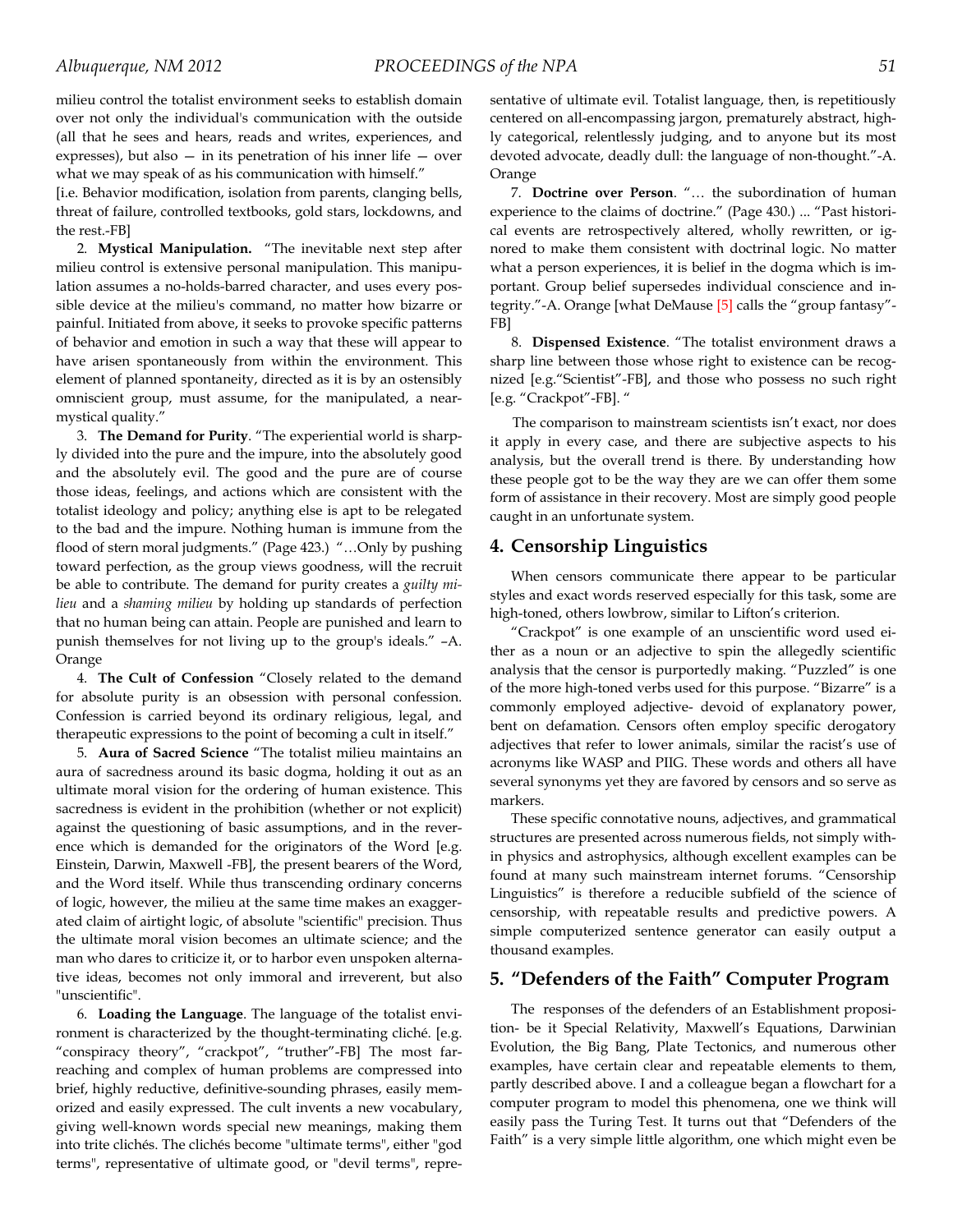milieu control the totalist environment seeks to establish domain over not only the individual's communication with the outside (all that he sees and hears, reads and writes, experiences, and expresses), but also — in its penetration of his inner life — over what we may speak of as his communication with himself."
[i.e. Behavior modification, isolation from parents, clanging bells, threat of failure, controlled textbooks, gold stars, lockdowns, and the rest.-FB]

2. **Mystical Manipulation.** "The inevitable next step after milieu control is extensive personal manipulation. This manipulation assumes a no-holds-barred character, and uses every possible device at the milieu's command, no matter how bizarre or painful. Initiated from above, it seeks to provoke specific patterns of behavior and emotion in such a way that these will appear to have arisen spontaneously from within the environment. This element of planned spontaneity, directed as it is by an ostensibly omniscient group, must assume, for the manipulated, a near-mystical quality."

3. **The Demand for Purity**. "The experiential world is sharply divided into the pure and the impure, into the absolutely good and the absolutely evil. The good and the pure are of course those ideas, feelings, and actions which are consistent with the totalist ideology and policy; anything else is apt to be relegated to the bad and the impure. Nothing human is immune from the flood of stern moral judgments." (Page 423.) "…Only by pushing toward perfection, as the group views goodness, will the recruit be able to contribute. The demand for purity creates a *guilty milieu* and a *shaming milieu* by holding up standards of perfection that no human being can attain. People are punished and learn to punish themselves for not living up to the group's ideals." –A. Orange

4. **The Cult of Confession** "Closely related to the demand for absolute purity is an obsession with personal confession. Confession is carried beyond its ordinary religious, legal, and therapeutic expressions to the point of becoming a cult in itself."

5. **Aura of Sacred Science** "The totalist milieu maintains an aura of sacredness around its basic dogma, holding it out as an ultimate moral vision for the ordering of human existence. This sacredness is evident in the prohibition (whether or not explicit) against the questioning of basic assumptions, and in the reverence which is demanded for the originators of the Word [e.g. Einstein, Darwin, Maxwell -FB], the present bearers of the Word, and the Word itself. While thus transcending ordinary concerns of logic, however, the milieu at the same time makes an exaggerated claim of airtight logic, of absolute "scientific" precision. Thus the ultimate moral vision becomes an ultimate science; and the man who dares to criticize it, or to harbor even unspoken alternative ideas, becomes not only immoral and irreverent, but also "unscientific".

6. **Loading the Language**. The language of the totalist environment is characterized by the thought-terminating cliché. [e.g. "conspiracy theory", "crackpot", "truther"-FB] The most far-reaching and complex of human problems are compressed into brief, highly reductive, definitive-sounding phrases, easily memorized and easily expressed. The cult invents a new vocabulary, giving well-known words special new meanings, making them into trite clichés. The clichés become "ultimate terms", either "god terms", representative of ultimate good, or "devil terms", representative of ultimate evil. Totalist language, then, is repetitiously centered on all-encompassing jargon, prematurely abstract, highly categorical, relentlessly judging, and to anyone but its most devoted advocate, deadly dull: the language of non-thought."-A. Orange

7. **Doctrine over Person**. "… the subordination of human experience to the claims of doctrine." (Page 430.) ... "Past historical events are retrospectively altered, wholly rewritten, or ignored to make them consistent with doctrinal logic. No matter what a person experiences, it is belief in the dogma which is important. Group belief supersedes individual conscience and integrity."-A. Orange [what DeMause [5] calls the "group fantasy"-FB]

8. **Dispensed Existence**. "The totalist environment draws a sharp line between those whose right to existence can be recognized [e.g."Scientist"-FB], and those who possess no such right [e.g. "Crackpot"-FB]. "

The comparison to mainstream scientists isn't exact, nor does it apply in every case, and there are subjective aspects to his analysis, but the overall trend is there. By understanding how these people got to be the way they are we can offer them some form of assistance in their recovery. Most are simply good people caught in an unfortunate system.

## 4. Censorship Linguistics

When censors communicate there appear to be particular styles and exact words reserved especially for this task, some are high-toned, others lowbrow, similar to Lifton's criterion.

"Crackpot" is one example of an unscientific word used either as a noun or an adjective to spin the allegedly scientific analysis that the censor is purportedly making. "Puzzled" is one of the more high-toned verbs used for this purpose. "Bizarre" is a commonly employed adjective- devoid of explanatory power, bent on defamation. Censors often employ specific derogatory adjectives that refer to lower animals, similar the racist's use of acronyms like WASP and PIIG. These words and others all have several synonyms yet they are favored by censors and so serve as markers.

These specific connotative nouns, adjectives, and grammatical structures are presented across numerous fields, not simply within in physics and astrophysics, although excellent examples can be found at many such mainstream internet forums. "Censorship Linguistics" is therefore a reducible subfield of the science of censorship, with repeatable results and predictive powers. A simple computerized sentence generator can easily output a thousand examples.

## 5. "Defenders of the Faith" Computer Program

The responses of the defenders of an Establishment proposition- be it Special Relativity, Maxwell's Equations, Darwinian Evolution, the Big Bang, Plate Tectonics, and numerous other examples, have certain clear and repeatable elements to them, partly described above. I and a colleague began a flowchart for a computer program to model this phenomena, one we think will easily pass the Turing Test. It turns out that "Defenders of the Faith" is a very simple little algorithm, one which might even be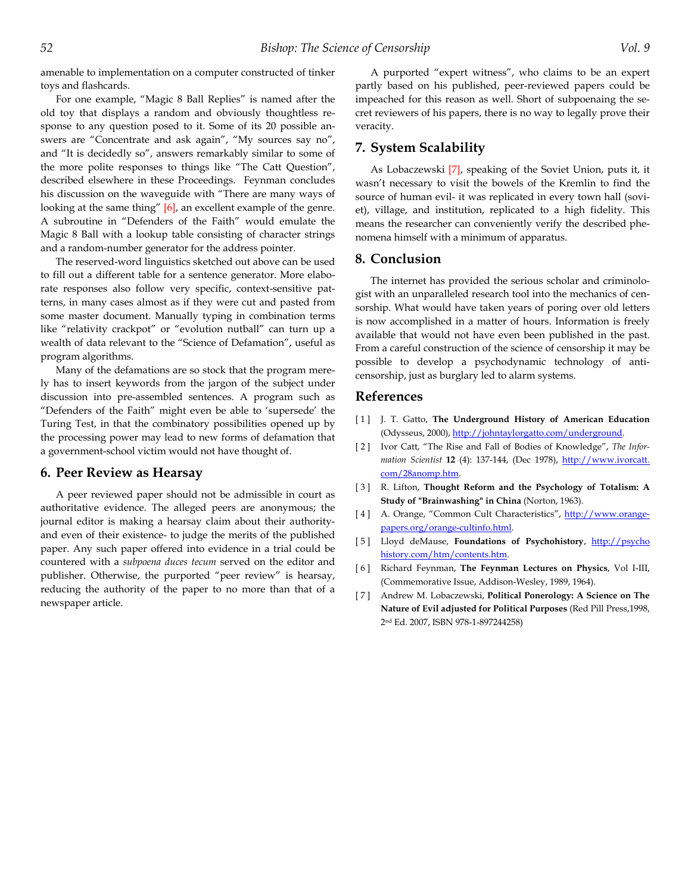amenable to implementation on a computer constructed of tinker toys and flashcards.

For one example, "Magic 8 Ball Replies" is named after the old toy that displays a random and obviously thoughtless response to any question posed to it. Some of its 20 possible answers are "Concentrate and ask again", "My sources say no", and "It is decidedly so", answers remarkably similar to some of the more polite responses to things like "The Catt Question", described elsewhere in these Proceedings. Feynman concludes his discussion on the waveguide with "There are many ways of looking at the same thing" [6], an excellent example of the genre. A subroutine in "Defenders of the Faith" would emulate the Magic 8 Ball with a lookup table consisting of character strings and a random-number generator for the address pointer.

The reserved-word linguistics sketched out above can be used to fill out a different table for a sentence generator. More elaborate responses also follow very specific, context-sensitive patterns, in many cases almost as if they were cut and pasted from some master document. Manually typing in combination terms like "relativity crackpot" or "evolution nutball" can turn up a wealth of data relevant to the "Science of Defamation", useful as program algorithms.

Many of the defamations are so stock that the program merely has to insert keywords from the jargon of the subject under discussion into pre-assembled sentences. A program such as "Defenders of the Faith" might even be able to 'supersede' the Turing Test, in that the combinatory possibilities opened up by the processing power may lead to new forms of defamation that a government-school victim would not have thought of.

## 6. Peer Review as Hearsay

A peer reviewed paper should not be admissible in court as authoritative evidence. The alleged peers are anonymous; the journal editor is making a hearsay claim about their authority- and even of their existence- to judge the merits of the published paper. Any such paper offered into evidence in a trial could be countered with a *subpoena duces tecum* served on the editor and publisher. Otherwise, the purported "peer review" is hearsay, reducing the authority of the paper to no more than that of a newspaper article.

A purported "expert witness", who claims to be an expert partly based on his published, peer-reviewed papers could be impeached for this reason as well. Short of subpoenaing the secret reviewers of his papers, there is no way to legally prove their veracity.

## 7. System Scalability

As Lobaczewski [7], speaking of the Soviet Union, puts it, it wasn't necessary to visit the bowels of the Kremlin to find the source of human evil- it was replicated in every town hall (soviet), village, and institution, replicated to a high fidelity. This means the researcher can conveniently verify the described phenomena himself with a minimum of apparatus.

## 8. Conclusion

The internet has provided the serious scholar and criminologist with an unparalleled research tool into the mechanics of censorship. What would have taken years of poring over old letters is now accomplished in a matter of hours. Information is freely available that would not have even been published in the past. From a careful construction of the science of censorship it may be possible to develop a psychodynamic technology of anti-censorship, just as burglary led to alarm systems.

## References

[1] J. T. Gatto, **The Underground History of American Education** (Odysseus, 2000), http://johntaylorgatto.com/underground.

[2] Ivor Catt, "The Rise and Fall of Bodies of Knowledge", *The Information Scientist* **12** (4): 137-144, (Dec 1978), http://www.ivorcatt.com/28anomp.htm.

[3] R. Lifton, **Thought Reform and the Psychology of Totalism: A Study of "Brainwashing" in China** (Norton, 1963).

[4] A. Orange, "Common Cult Characteristics", http://www.orange-papers.org/orange-cultinfo.html.

[5] Lloyd deMause, **Foundations of Psychohistory**, http://psychohistory.com/htm/contents.htm.

[6] Richard Feynman, **The Feynman Lectures on Physics**, Vol I-III, (Commemorative Issue, Addison-Wesley, 1989, 1964).

[7] Andrew M. Lobaczewski, **Political Ponerology: A Science on The Nature of Evil adjusted for Political Purposes** (Red Pill Press,1998, 2nd Ed. 2007, ISBN 978-1-897244258)